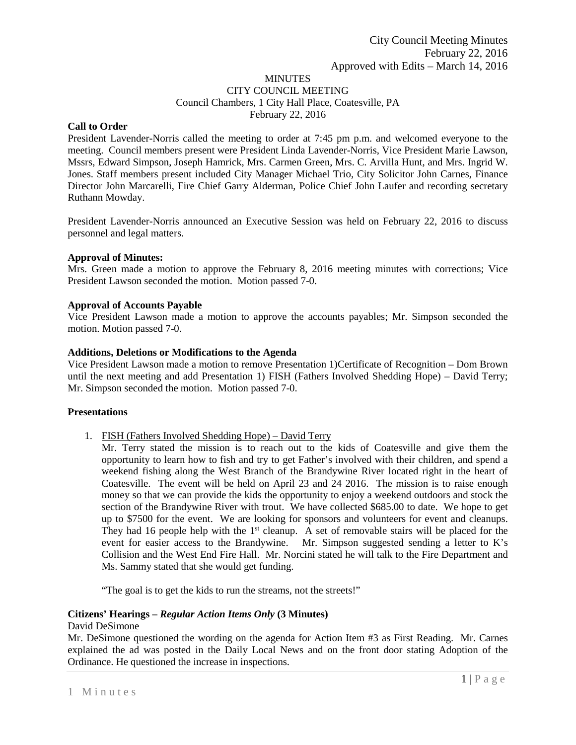City Council Meeting Minutes
February 22, 2016
Approved with Edits – March 14, 2016

MINUTES
CITY COUNCIL MEETING
Council Chambers, 1 City Hall Place, Coatesville, PA
February 22, 2016

**Call to Order**

President Lavender-Norris called the meeting to order at 7:45 pm p.m. and welcomed everyone to the meeting. Council members present were President Linda Lavender-Norris, Vice President Marie Lawson, Mssrs, Edward Simpson, Joseph Hamrick, Mrs. Carmen Green, Mrs. C. Arvilla Hunt, and Mrs. Ingrid W. Jones. Staff members present included City Manager Michael Trio, City Solicitor John Carnes, Finance Director John Marcarelli, Fire Chief Garry Alderman, Police Chief John Laufer and recording secretary Ruthann Mowday.

President Lavender-Norris announced an Executive Session was held on February 22, 2016 to discuss personnel and legal matters.

**Approval of Minutes:**

Mrs. Green made a motion to approve the February 8, 2016 meeting minutes with corrections; Vice President Lawson seconded the motion. Motion passed 7-0.

**Approval of Accounts Payable**

Vice President Lawson made a motion to approve the accounts payables; Mr. Simpson seconded the motion. Motion passed 7-0.

**Additions, Deletions or Modifications to the Agenda**

Vice President Lawson made a motion to remove Presentation 1)Certificate of Recognition – Dom Brown until the next meeting and add Presentation 1) FISH (Fathers Involved Shedding Hope) – David Terry; Mr. Simpson seconded the motion. Motion passed 7-0.

**Presentations**

1. FISH (Fathers Involved Shedding Hope) – David Terry

   Mr. Terry stated the mission is to reach out to the kids of Coatesville and give them the opportunity to learn how to fish and try to get Father's involved with their children, and spend a weekend fishing along the West Branch of the Brandywine River located right in the heart of Coatesville. The event will be held on April 23 and 24 2016. The mission is to raise enough money so that we can provide the kids the opportunity to enjoy a weekend outdoors and stock the section of the Brandywine River with trout. We have collected $685.00 to date. We hope to get up to $7500 for the event. We are looking for sponsors and volunteers for event and cleanups. They had 16 people help with the 1st cleanup. A set of removable stairs will be placed for the event for easier access to the Brandywine. Mr. Simpson suggested sending a letter to K's Collision and the West End Fire Hall. Mr. Norcini stated he will talk to the Fire Department and Ms. Sammy stated that she would get funding.

   "The goal is to get the kids to run the streams, not the streets!"

**Citizens' Hearings – *Regular Action Items Only* (3 Minutes)**

David DeSimone

Mr. DeSimone questioned the wording on the agenda for Action Item #3 as First Reading. Mr. Carnes explained the ad was posted in the Daily Local News and on the front door stating Adoption of the Ordinance. He questioned the increase in inspections.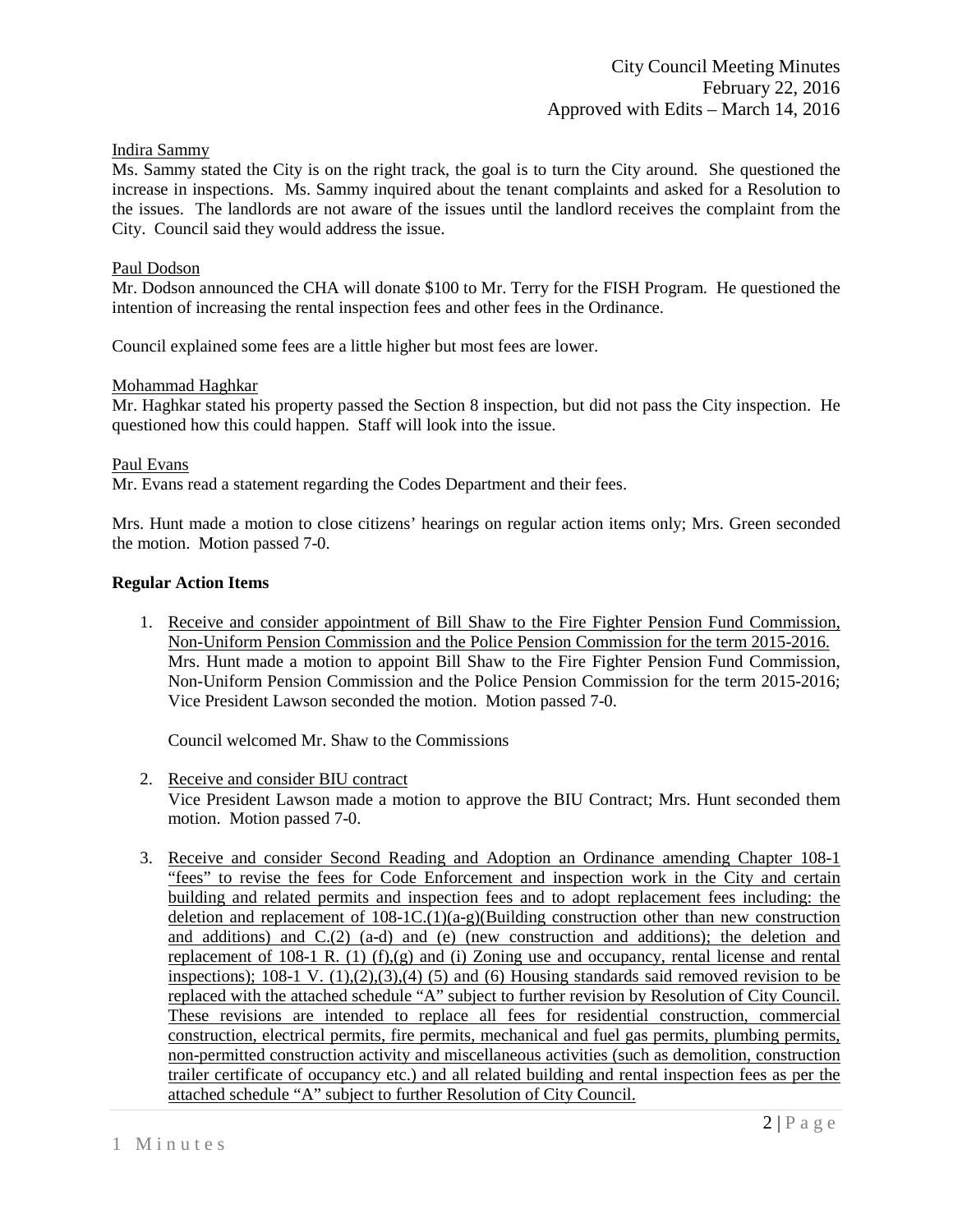Indira Sammy
Ms. Sammy stated the City is on the right track, the goal is to turn the City around. She questioned the increase in inspections. Ms. Sammy inquired about the tenant complaints and asked for a Resolution to the issues. The landlords are not aware of the issues until the landlord receives the complaint from the City. Council said they would address the issue.

Paul Dodson
Mr. Dodson announced the CHA will donate $100 to Mr. Terry for the FISH Program. He questioned the intention of increasing the rental inspection fees and other fees in the Ordinance.

Council explained some fees are a little higher but most fees are lower.

Mohammad Haghkar
Mr. Haghkar stated his property passed the Section 8 inspection, but did not pass the City inspection. He questioned how this could happen. Staff will look into the issue.

Paul Evans
Mr. Evans read a statement regarding the Codes Department and their fees.

Mrs. Hunt made a motion to close citizens' hearings on regular action items only; Mrs. Green seconded the motion. Motion passed 7-0.

**Regular Action Items**

1. Receive and consider appointment of Bill Shaw to the Fire Fighter Pension Fund Commission, Non-Uniform Pension Commission and the Police Pension Commission for the term 2015-2016.
   Mrs. Hunt made a motion to appoint Bill Shaw to the Fire Fighter Pension Fund Commission, Non-Uniform Pension Commission and the Police Pension Commission for the term 2015-2016; Vice President Lawson seconded the motion. Motion passed 7-0.

   Council welcomed Mr. Shaw to the Commissions

2. Receive and consider BIU contract
   Vice President Lawson made a motion to approve the BIU Contract; Mrs. Hunt seconded them motion. Motion passed 7-0.

3. Receive and consider Second Reading and Adoption an Ordinance amending Chapter 108-1 "fees" to revise the fees for Code Enforcement and inspection work in the City and certain building and related permits and inspection fees and to adopt replacement fees including: the deletion and replacement of 108-1C.(1)(a-g)(Building construction other than new construction and additions) and C.(2) (a-d) and (e) (new construction and additions); the deletion and replacement of 108-1 R. (1) (f),(g) and (i) Zoning use and occupancy, rental license and rental inspections); 108-1 V. (1),(2),(3),(4) (5) and (6) Housing standards said removed revision to be replaced with the attached schedule "A" subject to further revision by Resolution of City Council. These revisions are intended to replace all fees for residential construction, commercial construction, electrical permits, fire permits, mechanical and fuel gas permits, plumbing permits, non-permitted construction activity and miscellaneous activities (such as demolition, construction trailer certificate of occupancy etc.) and all related building and rental inspection fees as per the attached schedule "A" subject to further Resolution of City Council.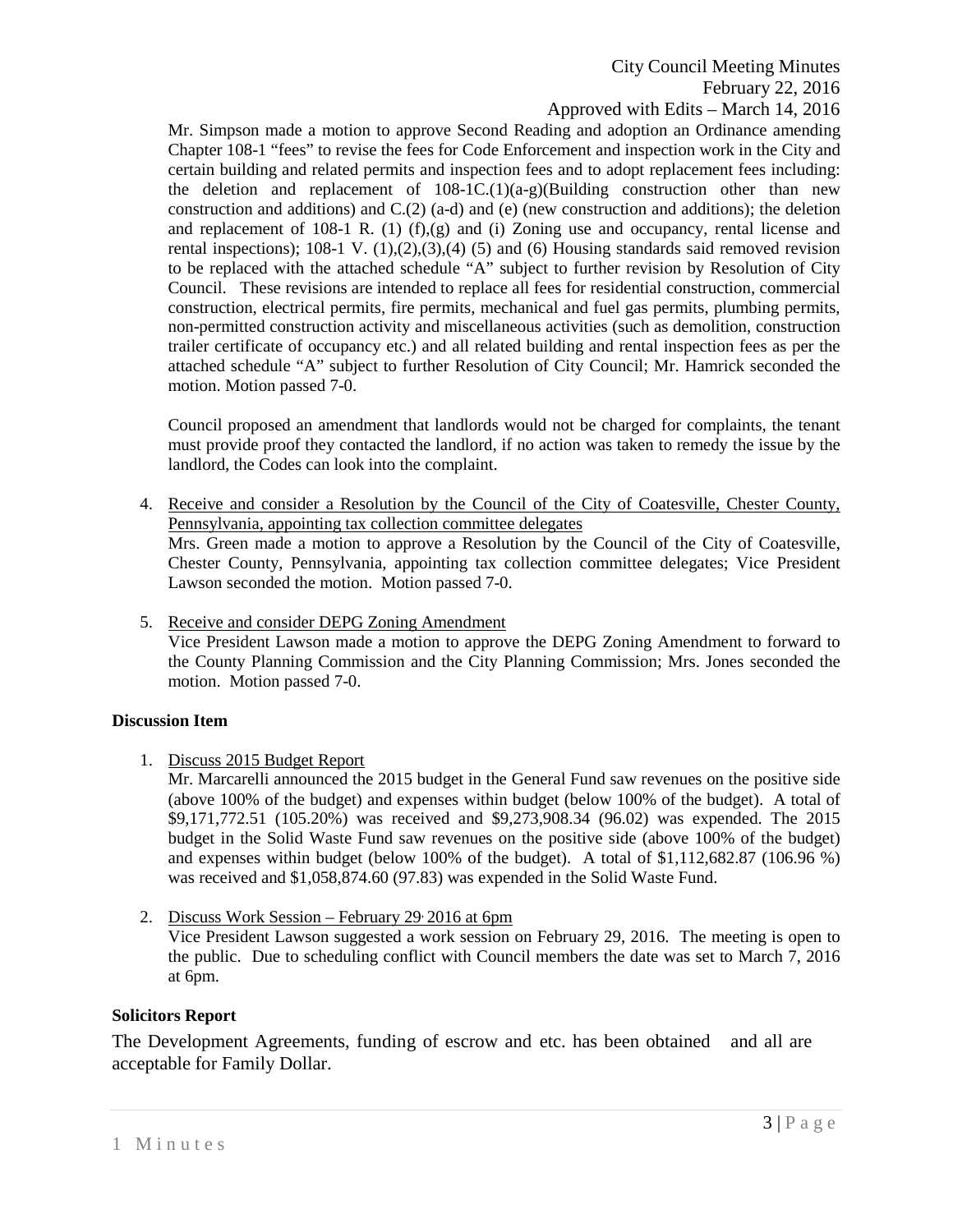Mr. Simpson made a motion to approve Second Reading and adoption an Ordinance amending Chapter 108-1 "fees" to revise the fees for Code Enforcement and inspection work in the City and certain building and related permits and inspection fees and to adopt replacement fees including: the deletion and replacement of 108-1C.(1)(a-g)(Building construction other than new construction and additions) and C.(2) (a-d) and (e) (new construction and additions); the deletion and replacement of 108-1 R. (1) (f),(g) and (i) Zoning use and occupancy, rental license and rental inspections); 108-1 V. (1),(2),(3),(4) (5) and (6) Housing standards said removed revision to be replaced with the attached schedule "A" subject to further revision by Resolution of City Council. These revisions are intended to replace all fees for residential construction, commercial construction, electrical permits, fire permits, mechanical and fuel gas permits, plumbing permits, non-permitted construction activity and miscellaneous activities (such as demolition, construction trailer certificate of occupancy etc.) and all related building and rental inspection fees as per the attached schedule "A" subject to further Resolution of City Council; Mr. Hamrick seconded the motion. Motion passed 7-0.

Council proposed an amendment that landlords would not be charged for complaints, the tenant must provide proof they contacted the landlord, if no action was taken to remedy the issue by the landlord, the Codes can look into the complaint.

4. Receive and consider a Resolution by the Council of the City of Coatesville, Chester County, Pennsylvania, appointing tax collection committee delegates
   Mrs. Green made a motion to approve a Resolution by the Council of the City of Coatesville, Chester County, Pennsylvania, appointing tax collection committee delegates; Vice President Lawson seconded the motion. Motion passed 7-0.

5. Receive and consider DEPG Zoning Amendment
   Vice President Lawson made a motion to approve the DEPG Zoning Amendment to forward to the County Planning Commission and the City Planning Commission; Mrs. Jones seconded the motion. Motion passed 7-0.

**Discussion Item**

1. Discuss 2015 Budget Report
   Mr. Marcarelli announced the 2015 budget in the General Fund saw revenues on the positive side (above 100% of the budget) and expenses within budget (below 100% of the budget). A total of $9,171,772.51 (105.20%) was received and $9,273,908.34 (96.02) was expended. The 2015 budget in the Solid Waste Fund saw revenues on the positive side (above 100% of the budget) and expenses within budget (below 100% of the budget). A total of $1,112,682.87 (106.96 %) was received and $1,058,874.60 (97.83) was expended in the Solid Waste Fund.

2. Discuss Work Session – February 29, 2016 at 6pm
   Vice President Lawson suggested a work session on February 29, 2016. The meeting is open to the public. Due to scheduling conflict with Council members the date was set to March 7, 2016 at 6pm.

**Solicitors Report**

The Development Agreements, funding of escrow and etc. has been obtained and all are acceptable for Family Dollar.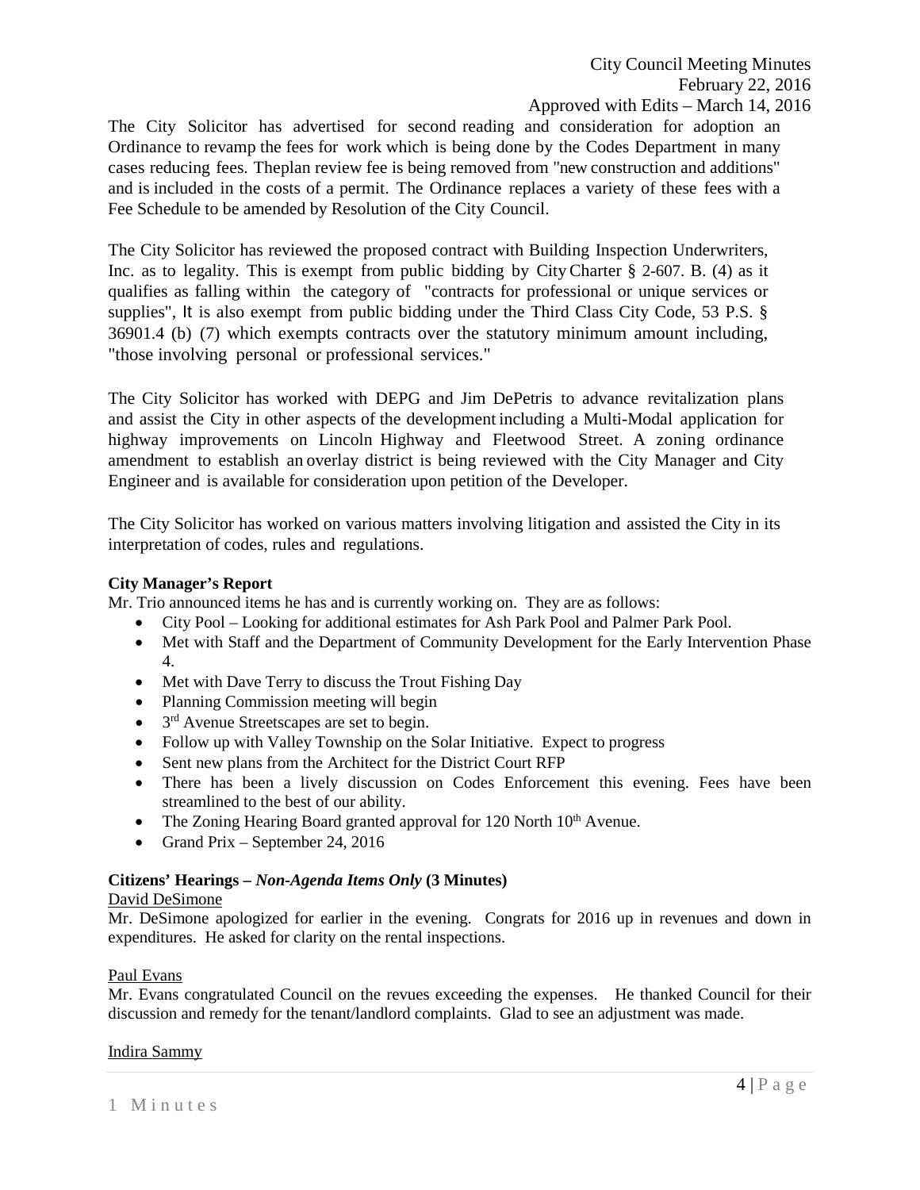The City Solicitor has advertised for second reading and consideration for adoption an Ordinance to revamp the fees for work which is being done by the Codes Department in many cases reducing fees. Theplan review fee is being removed from "new construction and additions" and is included in the costs of a permit. The Ordinance replaces a variety of these fees with a Fee Schedule to be amended by Resolution of the City Council.

The City Solicitor has reviewed the proposed contract with Building Inspection Underwriters, Inc. as to legality. This is exempt from public bidding by City Charter § 2-607. B. (4) as it qualifies as falling within the category of "contracts for professional or unique services or supplies", It is also exempt from public bidding under the Third Class City Code, 53 P.S. § 36901.4 (b) (7) which exempts contracts over the statutory minimum amount including, "those involving personal or professional services."

The City Solicitor has worked with DEPG and Jim DePetris to advance revitalization plans and assist the City in other aspects of the development including a Multi-Modal application for highway improvements on Lincoln Highway and Fleetwood Street. A zoning ordinance amendment to establish an overlay district is being reviewed with the City Manager and City Engineer and is available for consideration upon petition of the Developer.

The City Solicitor has worked on various matters involving litigation and assisted the City in its interpretation of codes, rules and regulations.

**City Manager's Report**

Mr. Trio announced items he has and is currently working on. They are as follows:

- City Pool – Looking for additional estimates for Ash Park Pool and Palmer Park Pool.
- Met with Staff and the Department of Community Development for the Early Intervention Phase 4.
- Met with Dave Terry to discuss the Trout Fishing Day
- Planning Commission meeting will begin
- 3rd Avenue Streetscapes are set to begin.
- Follow up with Valley Township on the Solar Initiative. Expect to progress
- Sent new plans from the Architect for the District Court RFP
- There has been a lively discussion on Codes Enforcement this evening. Fees have been streamlined to the best of our ability.
- The Zoning Hearing Board granted approval for 120 North 10th Avenue.
- Grand Prix – September 24, 2016

**Citizens' Hearings – *Non-Agenda Items Only* (3 Minutes)**

David DeSimone

Mr. DeSimone apologized for earlier in the evening. Congrats for 2016 up in revenues and down in expenditures. He asked for clarity on the rental inspections.

Paul Evans

Mr. Evans congratulated Council on the revues exceeding the expenses. He thanked Council for their discussion and remedy for the tenant/landlord complaints. Glad to see an adjustment was made.

Indira Sammy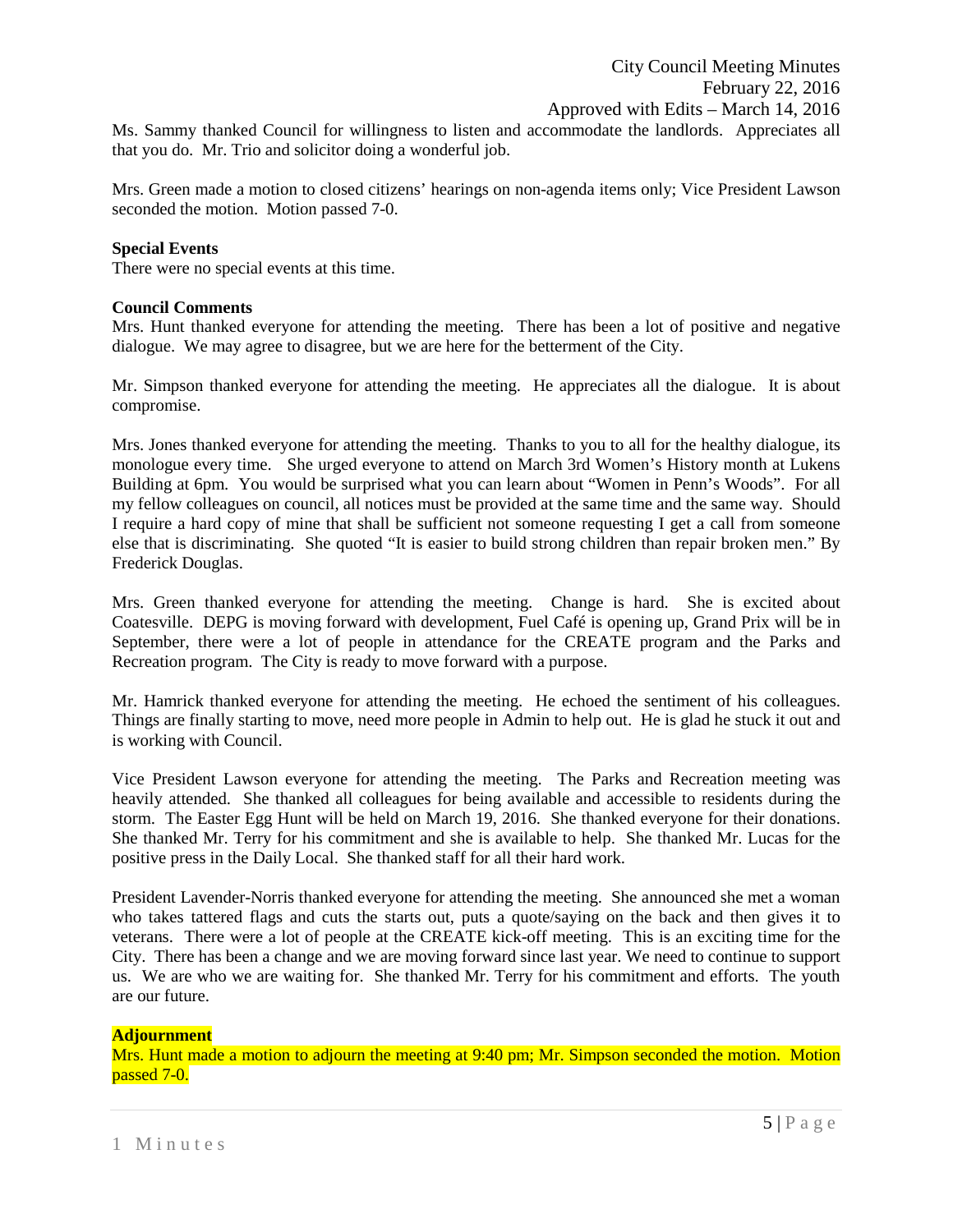Ms. Sammy thanked Council for willingness to listen and accommodate the landlords. Appreciates all that you do. Mr. Trio and solicitor doing a wonderful job.

Mrs. Green made a motion to closed citizens' hearings on non-agenda items only; Vice President Lawson seconded the motion. Motion passed 7-0.

**Special Events**
There were no special events at this time.

**Council Comments**
Mrs. Hunt thanked everyone for attending the meeting. There has been a lot of positive and negative dialogue. We may agree to disagree, but we are here for the betterment of the City.

Mr. Simpson thanked everyone for attending the meeting. He appreciates all the dialogue. It is about compromise.

Mrs. Jones thanked everyone for attending the meeting. Thanks to you to all for the healthy dialogue, its monologue every time. She urged everyone to attend on March 3rd Women's History month at Lukens Building at 6pm. You would be surprised what you can learn about "Women in Penn's Woods". For all my fellow colleagues on council, all notices must be provided at the same time and the same way. Should I require a hard copy of mine that shall be sufficient not someone requesting I get a call from someone else that is discriminating. She quoted "It is easier to build strong children than repair broken men." By Frederick Douglas.

Mrs. Green thanked everyone for attending the meeting. Change is hard. She is excited about Coatesville. DEPG is moving forward with development, Fuel Café is opening up, Grand Prix will be in September, there were a lot of people in attendance for the CREATE program and the Parks and Recreation program. The City is ready to move forward with a purpose.

Mr. Hamrick thanked everyone for attending the meeting. He echoed the sentiment of his colleagues. Things are finally starting to move, need more people in Admin to help out. He is glad he stuck it out and is working with Council.

Vice President Lawson everyone for attending the meeting. The Parks and Recreation meeting was heavily attended. She thanked all colleagues for being available and accessible to residents during the storm. The Easter Egg Hunt will be held on March 19, 2016. She thanked everyone for their donations. She thanked Mr. Terry for his commitment and she is available to help. She thanked Mr. Lucas for the positive press in the Daily Local. She thanked staff for all their hard work.

President Lavender-Norris thanked everyone for attending the meeting. She announced she met a woman who takes tattered flags and cuts the starts out, puts a quote/saying on the back and then gives it to veterans. There were a lot of people at the CREATE kick-off meeting. This is an exciting time for the City. There has been a change and we are moving forward since last year. We need to continue to support us. We are who we are waiting for. She thanked Mr. Terry for his commitment and efforts. The youth are our future.

**Adjournment**
Mrs. Hunt made a motion to adjourn the meeting at 9:40 pm; Mr. Simpson seconded the motion. Motion passed 7-0.